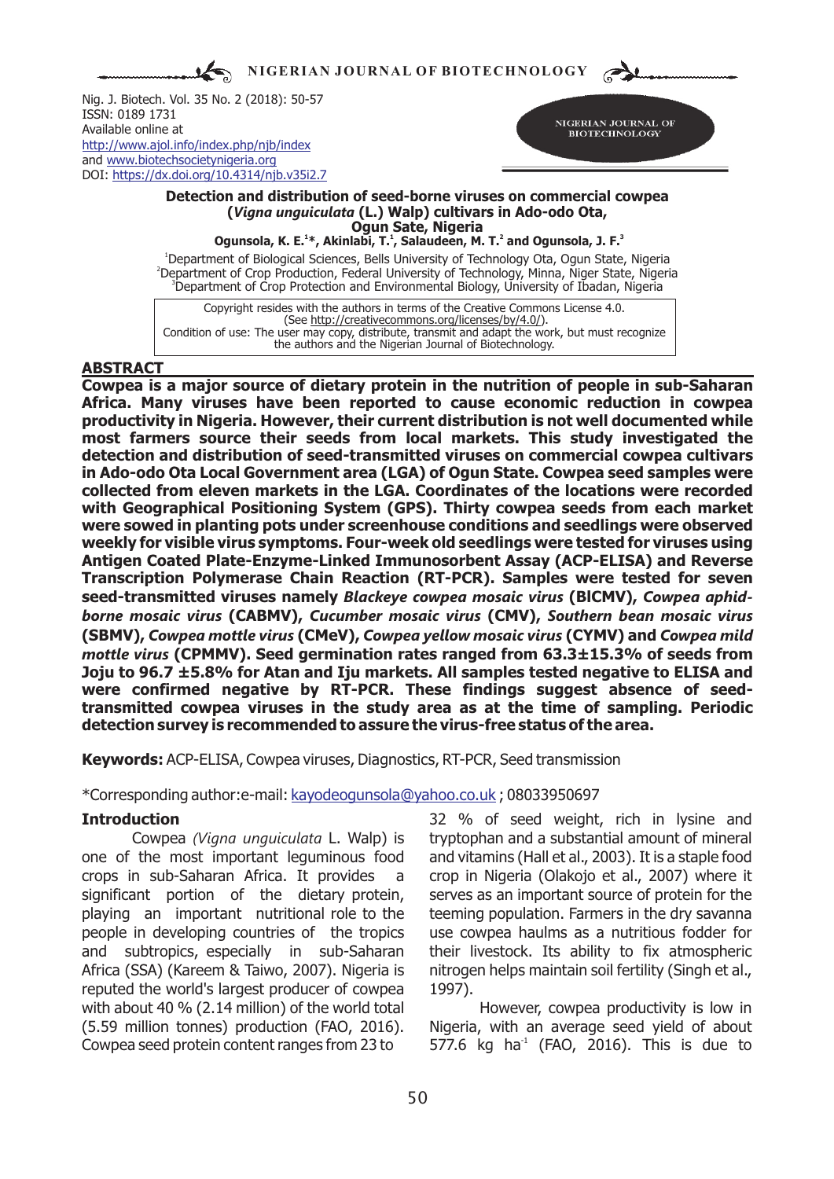# Detection and distribution of seed-borne viruses on commercial cowpea (*Vigna unguiculata* (L.) Walp) cultivars in Ado-odo Ota, Ogun Sate, Nigeria

**Ogunsola, K. E.[1]*, Akinlabi, T.[1], Salaudeen, M. T.[2] and Ogunsola, J. F.[3]**

[1]Department of Biological Sciences, Bells University of Technology Ota, Ogun State, Nigeria
[2]Department of Crop Production, Federal University of Technology, Minna, Niger State, Nigeria
[3]Department of Crop Protection and Environmental Biology, University of Ibadan, Nigeria

Copyright resides with the authors in terms of the Creative Commons License 4.0. (See http://creativecommons.org/licenses/by/4.0/). Condition of use: The user may copy, distribute, transmit and adapt the work, but must recognize the authors and the Nigerian Journal of Biotechnology.

## ABSTRACT

**Cowpea is a major source of dietary protein in the nutrition of people in sub-Saharan Africa. Many viruses have been reported to cause economic reduction in cowpea productivity in Nigeria. However, their current distribution is not well documented while most farmers source their seeds from local markets. This study investigated the detection and distribution of seed-transmitted viruses on commercial cowpea cultivars in Ado-odo Ota Local Government area (LGA) of Ogun State. Cowpea seed samples were collected from eleven markets in the LGA. Coordinates of the locations were recorded with Geographical Positioning System (GPS). Thirty cowpea seeds from each market were sowed in planting pots under screenhouse conditions and seedlings were observed weekly for visible virus symptoms. Four-week old seedlings were tested for viruses using Antigen Coated Plate-Enzyme-Linked Immunosorbent Assay (ACP-ELISA) and Reverse Transcription Polymerase Chain Reaction (RT-PCR). Samples were tested for seven seed-transmitted viruses namely *Blackeye cowpea mosaic virus* (BlCMV), *Cowpea aphid-borne mosaic virus* (CABMV), *Cucumber mosaic virus* (CMV), *Southern bean mosaic virus* (SBMV), *Cowpea mottle virus* (CMeV), *Cowpea yellow mosaic virus* (CYMV) and *Cowpea mild mottle virus* (CPMMV). Seed germination rates ranged from 63.3±15.3% of seeds from Joju to 96.7 ±5.8% for Atan and Iju markets. All samples tested negative to ELISA and were confirmed negative by RT-PCR. These findings suggest absence of seed-transmitted cowpea viruses in the study area as at the time of sampling. Periodic detection survey is recommended to assure the virus-free status of the area.**

**Keywords:** ACP-ELISA, Cowpea viruses, Diagnostics, RT-PCR, Seed transmission

*Corresponding author:e-mail: kayodeogunsola@yahoo.co.uk ; 08033950697

## Introduction

Cowpea *(Vigna unguiculata* L. Walp) is one of the most important leguminous food crops in sub-Saharan Africa. It provides a significant portion of the dietary protein, playing an important nutritional role to the people in developing countries of the tropics and subtropics, especially in sub-Saharan Africa (SSA) (Kareem & Taiwo, 2007). Nigeria is reputed the world's largest producer of cowpea with about 40 % (2.14 million) of the world total (5.59 million tonnes) production (FAO, 2016). Cowpea seed protein content ranges from 23 to 32 % of seed weight, rich in lysine and tryptophan and a substantial amount of mineral and vitamins (Hall et al., 2003). It is a staple food crop in Nigeria (Olakojo et al., 2007) where it serves as an important source of protein for the teeming population. Farmers in the dry savanna use cowpea haulms as a nutritious fodder for their livestock. Its ability to fix atmospheric nitrogen helps maintain soil fertility (Singh et al., 1997).

However, cowpea productivity is low in Nigeria, with an average seed yield of about 577.6 kg ha$^{-1}$ (FAO, 2016). This is due to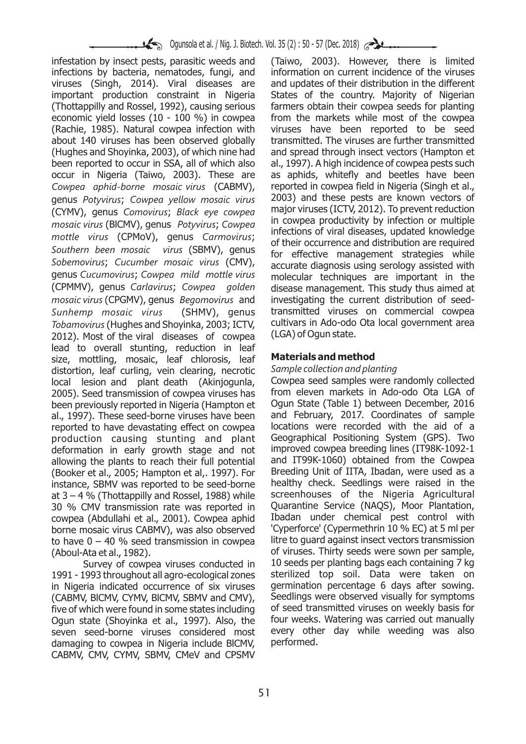infestation by insect pests, parasitic weeds and infections by bacteria, nematodes, fungi, and viruses (Singh, 2014). Viral diseases are important production constraint in Nigeria (Thottappilly and Rossel, 1992), causing serious economic yield losses (10 - 100 %) in cowpea (Rachie, 1985). Natural cowpea infection with about 140 viruses has been observed globally (Hughes and Shoyinka, 2003), of which nine had been reported to occur in SSA, all of which also occur in Nigeria (Taiwo, 2003). These are *Cowpea aphid-borne mosaic virus* (CABMV), genus *Potyvirus*; *Cowpea yellow mosaic virus* (CYMV), genus *Comovirus*; *Black eye cowpea mosaic virus* (BlCMV), genus *Potyvirus*; *Cowpea mottle virus* (CPMoV), genus *Carmovirus*; *Southern been mosaic virus* (SBMV), genus *Sobemovirus*; *Cucumber mosaic virus* (CMV), genus *Cucumovirus*; *Cowpea mild mottle virus* (CPMMV), genus *Carlavirus*; *Cowpea golden mosaic virus* (CPGMV), genus *Begomovirus* and *Sunhemp mosaic virus* (SHMV), genus *Tobamovirus* (Hughes and Shoyinka, 2003; ICTV, 2012). Most of the viral diseases of cowpea lead to overall stunting, reduction in leaf size, mottling, mosaic, leaf chlorosis, leaf distortion, leaf curling, vein clearing, necrotic local lesion and plant death (Akinjogunla, 2005). Seed transmission of cowpea viruses has been previously reported in Nigeria (Hampton et al., 1997). These seed-borne viruses have been reported to have devastating effect on cowpea production causing stunting and plant deformation in early growth stage and not allowing the plants to reach their full potential (Booker et al., 2005; Hampton et al,. 1997). For instance, SBMV was reported to be seed-borne at 3 – 4 % (Thottappilly and Rossel, 1988) while 30 % CMV transmission rate was reported in cowpea (Abdullahi et al., 2001). Cowpea aphid borne mosaic virus CABMV), was also observed to have 0 – 40 % seed transmission in cowpea (Aboul-Ata et al., 1982).

Survey of cowpea viruses conducted in 1991 - 1993 throughout all agro-ecological zones in Nigeria indicated occurrence of six viruses (CABMV, BlCMV, CYMV, BlCMV, SBMV and CMV), five of which were found in some states including Ogun state (Shoyinka et al., 1997). Also, the seven seed-borne viruses considered most damaging to cowpea in Nigeria include BlCMV, CABMV, CMV, CYMV, SBMV, CMeV and CPSMV (Taiwo, 2003). However, there is limited information on current incidence of the viruses and updates of their distribution in the different States of the country. Majority of Nigerian farmers obtain their cowpea seeds for planting from the markets while most of the cowpea viruses have been reported to be seed transmitted. The viruses are further transmitted and spread through insect vectors (Hampton et al., 1997). A high incidence of cowpea pests such as aphids, whitefly and beetles have been reported in cowpea field in Nigeria (Singh et al., 2003) and these pests are known vectors of major viruses (ICTV, 2012). To prevent reduction in cowpea productivity by infection or multiple infections of viral diseases, updated knowledge of their occurrence and distribution are required for effective management strategies while accurate diagnosis using serology assisted with molecular techniques are important in the disease management. This study thus aimed at investigating the current distribution of seed-transmitted viruses on commercial cowpea cultivars in Ado-odo Ota local government area (LGA) of Ogun state.

## Materials and method

*Sample collection and planting*

Cowpea seed samples were randomly collected from eleven markets in Ado-odo Ota LGA of Ogun State (Table 1) between December, 2016 and February, 2017. Coordinates of sample locations were recorded with the aid of a Geographical Positioning System (GPS). Two improved cowpea breeding lines (IT98K-1092-1 and IT99K-1060) obtained from the Cowpea Breeding Unit of IITA, Ibadan, were used as a healthy check. Seedlings were raised in the screenhouses of the Nigeria Agricultural Quarantine Service (NAQS), Moor Plantation, Ibadan under chemical pest control with 'Cyperforce' (Cypermethrin 10 % EC) at 5 ml per litre to guard against insect vectors transmission of viruses. Thirty seeds were sown per sample, 10 seeds per planting bags each containing 7 kg sterilized top soil. Data were taken on germination percentage 6 days after sowing. Seedlings were observed visually for symptoms of seed transmitted viruses on weekly basis for four weeks. Watering was carried out manually every other day while weeding was also performed.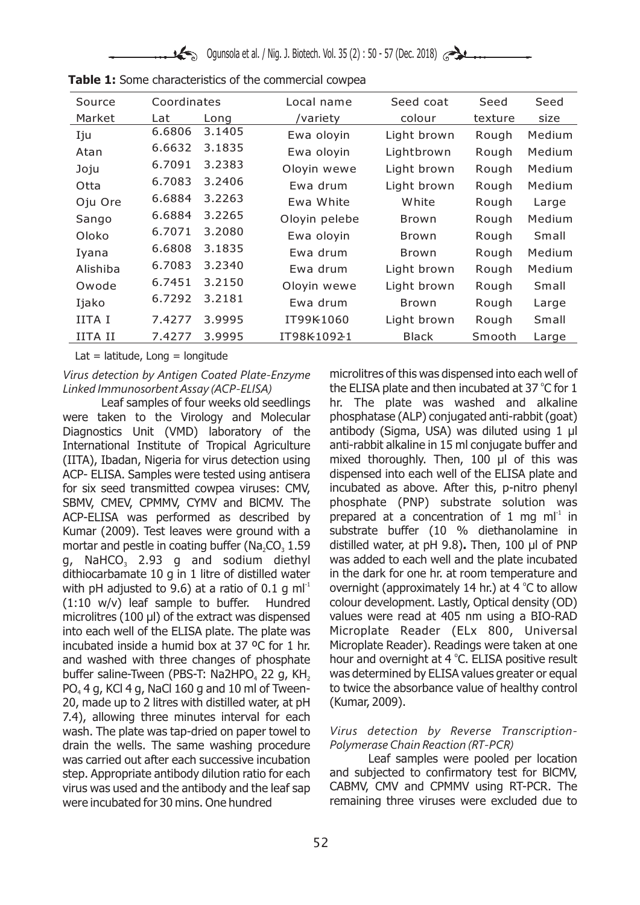**Table 1:** Some characteristics of the commercial cowpea

| Source Market | Coordinates Lat | Long | Local name /variety | Seed coat colour | Seed texture | Seed size |
|---|---|---|---|---|---|---|
| Iju | 6.6806 | 3.1405 | Ewa oloyin | Light brown | Rough | Medium |
| Atan | 6.6632 | 3.1835 | Ewa oloyin | Lightbrown | Rough | Medium |
| Joju | 6.7091 | 3.2383 | Oloyin wewe | Light brown | Rough | Medium |
| Otta | 6.7083 | 3.2406 | Ewa drum | Light brown | Rough | Medium |
| Oju Ore | 6.6884 | 3.2263 | Ewa White | White | Rough | Large |
| Sango | 6.6884 | 3.2265 | Oloyin pelebe | Brown | Rough | Medium |
| Oloko | 6.7071 | 3.2080 | Ewa oloyin | Brown | Rough | Small |
| Iyana | 6.6808 | 3.1835 | Ewa drum | Brown | Rough | Medium |
| Alishiba | 6.7083 | 3.2340 | Ewa drum | Light brown | Rough | Medium |
| Owode | 6.7451 | 3.2150 | Oloyin wewe | Light brown | Rough | Small |
| Ijako | 6.7292 | 3.2181 | Ewa drum | Brown | Rough | Large |
| IITA I | 7.4277 | 3.9995 | IT99K-1060 | Light brown | Rough | Small |
| IITA II | 7.4277 | 3.9995 | IT98K-1092-1 | Black | Smooth | Large |

Lat = latitude, Long = longitude

*Virus detection by Antigen Coated Plate-Enzyme Linked Immunosorbent Assay (ACP-ELISA)*

Leaf samples of four weeks old seedlings were taken to the Virology and Molecular Diagnostics Unit (VMD) laboratory of the International Institute of Tropical Agriculture (IITA), Ibadan, Nigeria for virus detection using ACP- ELISA. Samples were tested using antisera for six seed transmitted cowpea viruses: CMV, SBMV, CMEV, CPMMV, CYMV and BlCMV. The ACP-ELISA was performed as described by Kumar (2009). Test leaves were ground with a mortar and pestle in coating buffer ($Na_2CO_3$ 1.59 g, $NaHCO_3$ 2.93 g and sodium diethyl dithiocarbamate 10 g in 1 litre of distilled water with pH adjusted to 9.6) at a ratio of 0.1 g $ml^{-1}$ (1:10 w/v) leaf sample to buffer. Hundred microlitres (100 µl) of the extract was dispensed into each well of the ELISA plate. The plate was incubated inside a humid box at 37 ºC for 1 hr. and washed with three changes of phosphate buffer saline-Tween (PBS-T: $Na2HPO_4$ 22 g, $KH_2PO_4$ 4 g, KCl 4 g, NaCl 160 g and 10 ml of Tween-20, made up to 2 litres with distilled water, at pH 7.4), allowing three minutes interval for each wash. The plate was tap-dried on paper towel to drain the wells. The same washing procedure was carried out after each successive incubation step. Appropriate antibody dilution ratio for each virus was used and the antibody and the leaf sap were incubated for 30 mins. One hundred microlitres of this was dispensed into each well of the ELISA plate and then incubated at 37 °C for 1 hr. The plate was washed and alkaline phosphatase (ALP) conjugated anti-rabbit (goat) antibody (Sigma, USA) was diluted using 1 µl anti-rabbit alkaline in 15 ml conjugate buffer and mixed thoroughly. Then, 100 µl of this was dispensed into each well of the ELISA plate and incubated as above. After this, p-nitro phenyl phosphate (PNP) substrate solution was prepared at a concentration of 1 mg $ml^{-1}$ in substrate buffer (10 % diethanolamine in distilled water, at pH 9.8)**.** Then, 100 µl of PNP was added to each well and the plate incubated in the dark for one hr. at room temperature and overnight (approximately 14 hr.) at 4 °C to allow colour development. Lastly, Optical density (OD) values were read at 405 nm using a BIO-RAD Microplate Reader (ELx 800, Universal Microplate Reader). Readings were taken at one hour and overnight at 4 °C. ELISA positive result was determined by ELISA values greater or equal to twice the absorbance value of healthy control (Kumar, 2009).

*Virus detection by Reverse Transcription-Polymerase Chain Reaction (RT-PCR)*

Leaf samples were pooled per location and subjected to confirmatory test for BlCMV, CABMV, CMV and CPMMV using RT-PCR. The remaining three viruses were excluded due to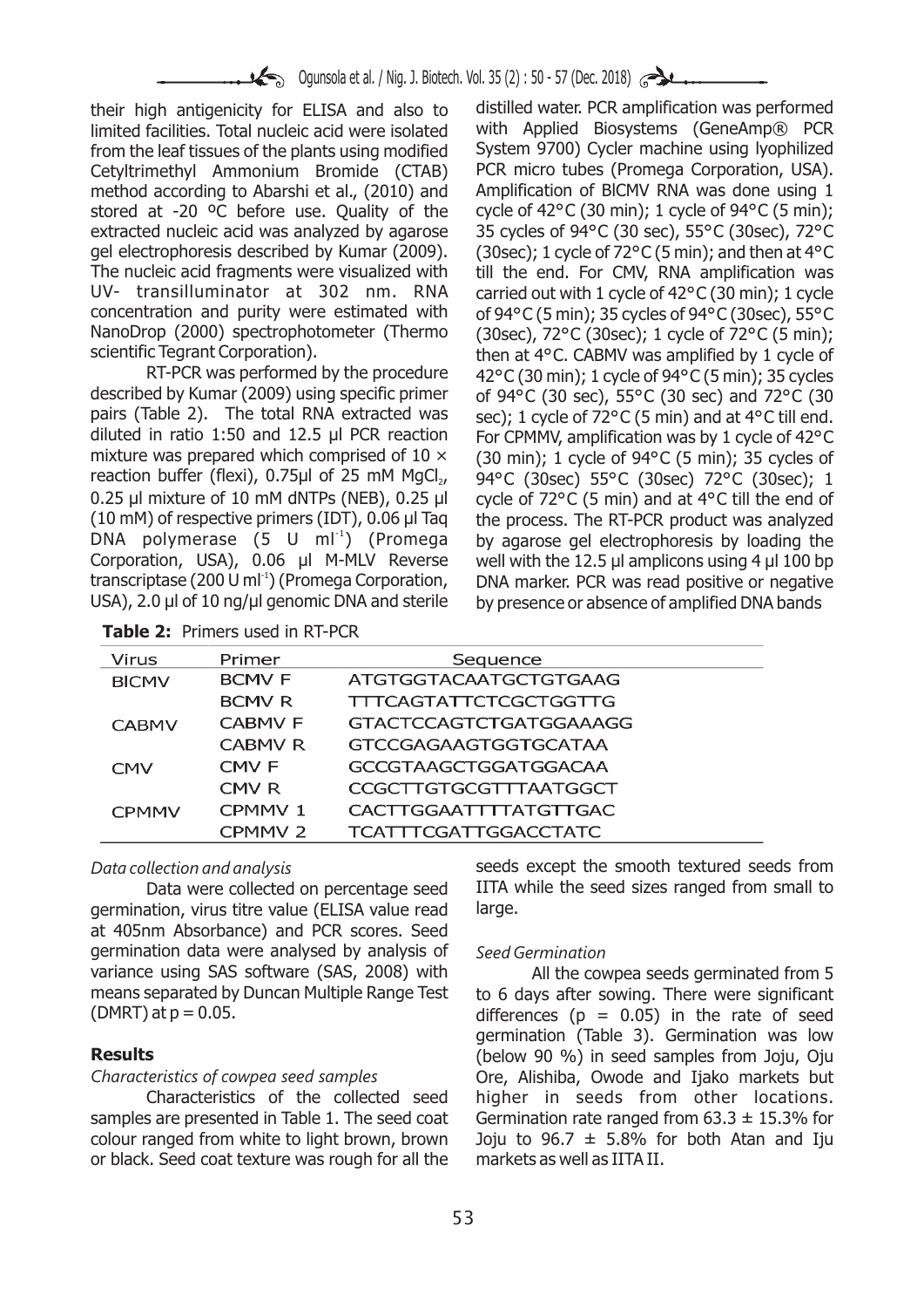their high antigenicity for ELISA and also to limited facilities. Total nucleic acid were isolated from the leaf tissues of the plants using modified Cetyltrimethyl Ammonium Bromide (CTAB) method according to Abarshi et al., (2010) and stored at -20 ºC before use. Quality of the extracted nucleic acid was analyzed by agarose gel electrophoresis described by Kumar (2009). The nucleic acid fragments were visualized with UV- transilluminator at 302 nm. RNA concentration and purity were estimated with NanoDrop (2000) spectrophotometer (Thermo scientific Tegrant Corporation).

RT-PCR was performed by the procedure described by Kumar (2009) using specific primer pairs (Table 2). The total RNA extracted was diluted in ratio 1:50 and 12.5 µl PCR reaction mixture was prepared which comprised of 10 × reaction buffer (flexi), 0.75µl of 25 mM $MgCl_2$, 0.25 µl mixture of 10 mM dNTPs (NEB), 0.25 µl (10 mM) of respective primers (IDT), 0.06 µl Taq DNA polymerase (5 U $ml^{-1}$) (Promega Corporation, USA), 0.06 µl M-MLV Reverse transcriptase (200 U $ml^{-1}$) (Promega Corporation, USA), 2.0 µl of 10 ng/µl genomic DNA and sterile distilled water. PCR amplification was performed with Applied Biosystems (GeneAmp® PCR System 9700) Cycler machine using lyophilized PCR micro tubes (Promega Corporation, USA). Amplification of BlCMV RNA was done using 1 cycle of 42°C (30 min); 1 cycle of 94°C (5 min); 35 cycles of 94°C (30 sec), 55°C (30sec), 72°C (30sec); 1 cycle of 72°C (5 min); and then at 4°C till the end. For CMV, RNA amplification was carried out with 1 cycle of 42°C (30 min); 1 cycle of 94°C (5 min); 35 cycles of 94°C (30sec), 55°C (30sec), 72°C (30sec); 1 cycle of 72°C (5 min); then at 4°C. CABMV was amplified by 1 cycle of 42°C (30 min); 1 cycle of 94°C (5 min); 35 cycles of 94°C (30 sec), 55°C (30 sec) and 72°C (30 sec); 1 cycle of 72°C (5 min) and at 4°C till end. For CPMMV, amplification was by 1 cycle of 42°C (30 min); 1 cycle of 94°C (5 min); 35 cycles of 94°C (30sec) 55°C (30sec) 72°C (30sec); 1 cycle of 72°C (5 min) and at 4°C till the end of the process. The RT-PCR product was analyzed by agarose gel electrophoresis by loading the well with the 12.5 µl amplicons using 4 µl 100 bp DNA marker. PCR was read positive or negative by presence or absence of amplified DNA bands

**Table 2:** Primers used in RT-PCR

| Virus | Primer | Sequence |
|---|---|---|
| BlCMV | BCMV F | ATGTGGTACAATGCTGTGAAG |
| | BCMV R | TTTCAGTATTCTCGCTGGTTG |
| CABMV | CABMV F | GTACTCCAGTCTGATGGAAAGG |
| | CABMV R | GTCCGAGAAGTGGTGCATAA |
| CMV | CMV F | GCCGTAAGCTGGATGGACAA |
| | CMV R | CCGCTTGTGCGTTTAATGGCT |
| CPMMV | CPMMV 1 | CACTTGGAATTTTATGTTGAC |
| | CPMMV 2 | TCATTTCGATTGGACCTATC |

*Data collection and analysis*

Data were collected on percentage seed germination, virus titre value (ELISA value read at 405nm Absorbance) and PCR scores. Seed germination data were analysed by analysis of variance using SAS software (SAS, 2008) with means separated by Duncan Multiple Range Test (DMRT) at p = 0.05.

## Results

*Characteristics of cowpea seed samples*

Characteristics of the collected seed samples are presented in Table 1. The seed coat colour ranged from white to light brown, brown or black. Seed coat texture was rough for all the seeds except the smooth textured seeds from IITA while the seed sizes ranged from small to large.

*Seed Germination*

All the cowpea seeds germinated from 5 to 6 days after sowing. There were significant differences (p = 0.05) in the rate of seed germination (Table 3). Germination was low (below 90 %) in seed samples from Joju, Oju Ore, Alishiba, Owode and Ijako markets but higher in seeds from other locations. Germination rate ranged from 63.3 ± 15.3% for Joju to 96.7 ± 5.8% for both Atan and Iju markets as well as IITA II.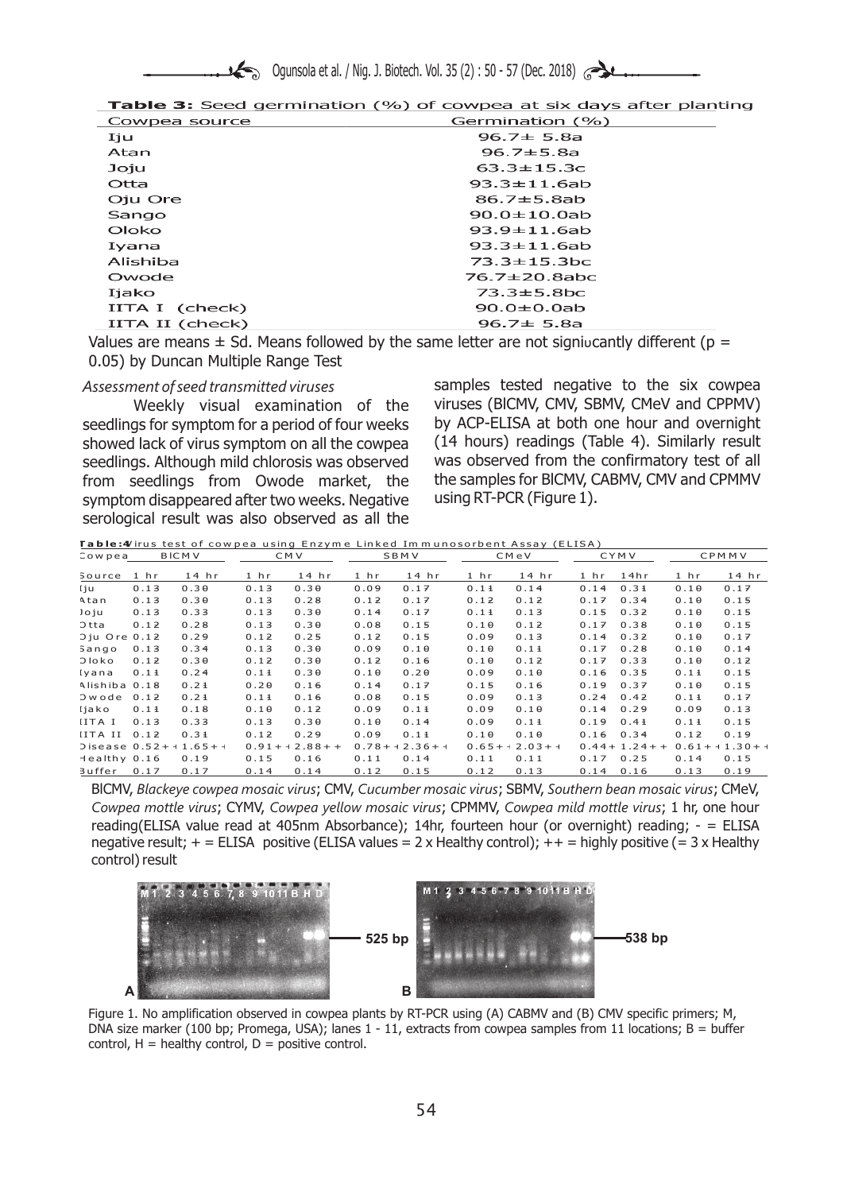**Table 3:** Seed germination (%) of cowpea at six days after planting

| Cowpea source | Germination (%) |
|---|---|
| Iju | 96.7± 5.8a |
| Atan | 96.7±5.8a |
| Joju | 63.3±15.3c |
| Otta | 93.3±11.6ab |
| Oju Ore | 86.7±5.8ab |
| Sango | 90.0±10.0ab |
| Oloko | 93.9±11.6ab |
| Iyana | 93.3±11.6ab |
| Alishiba | 73.3±15.3bc |
| Owode | 76.7±20.8abc |
| Ijako | 73.3±5.8bc |
| IITA I (check) | 90.0±0.0ab |
| IITA II (check) | 96.7± 5.8a |

Values are means ± Sd. Means followed by the same letter are not significantly different (p = 0.05) by Duncan Multiple Range Test

*Assessment of seed transmitted viruses*

Weekly visual examination of the seedlings for symptom for a period of four weeks showed lack of virus symptom on all the cowpea seedlings. Although mild chlorosis was observed from seedlings from Owode market, the symptom disappeared after two weeks. Negative serological result was also observed as all the samples tested negative to the six cowpea viruses (BlCMV, CMV, SBMV, CMeV and CPPMV) by ACP-ELISA at both one hour and overnight (14 hours) readings (Table 4). Similarly result was observed from the confirmatory test of all the samples for BlCMV, CABMV, CMV and CPMMV using RT-PCR (Figure 1).

**Table:4** Virus test of cowpea using Enzyme Linked Immunosorbent Assay (ELISA)

| Cowpea | BlCMV | | CMV | | SBMV | | CMeV | | CYMV | | CPMMV | |
|---|---|---|---|---|---|---|---|---|---|---|---|---|
| Source | 1 hr | 14 hr | 1 hr | 14 hr | 1 hr | 14 hr | 1 hr | 14 hr | 1 hr | 14hr | 1 hr | 14 hr |
| Iju | 0.13 | 0.30 | 0.13 | 0.30 | 0.09 | 0.17 | 0.11 | 0.14 | 0.14 | 0.31 | 0.10 | 0.17 |
| Atan | 0.13 | 0.30 | 0.13 | 0.28 | 0.12 | 0.17 | 0.12 | 0.12 | 0.17 | 0.34 | 0.10 | 0.15 |
| Joju | 0.13 | 0.33 | 0.13 | 0.30 | 0.14 | 0.17 | 0.11 | 0.13 | 0.15 | 0.32 | 0.10 | 0.15 |
| Otta | 0.12 | 0.28 | 0.13 | 0.30 | 0.08 | 0.15 | 0.10 | 0.12 | 0.17 | 0.38 | 0.10 | 0.15 |
| Oju Ore | 0.12 | 0.29 | 0.12 | 0.25 | 0.12 | 0.15 | 0.09 | 0.13 | 0.14 | 0.32 | 0.10 | 0.17 |
| Sango | 0.13 | 0.34 | 0.13 | 0.30 | 0.09 | 0.10 | 0.10 | 0.11 | 0.17 | 0.28 | 0.10 | 0.14 |
| Oloko | 0.12 | 0.30 | 0.12 | 0.30 | 0.12 | 0.16 | 0.10 | 0.12 | 0.17 | 0.33 | 0.10 | 0.12 |
| Iyana | 0.11 | 0.24 | 0.11 | 0.30 | 0.10 | 0.20 | 0.09 | 0.10 | 0.16 | 0.35 | 0.11 | 0.15 |
| Alishiba | 0.18 | 0.21 | 0.20 | 0.16 | 0.14 | 0.17 | 0.15 | 0.16 | 0.19 | 0.37 | 0.10 | 0.15 |
| Owode | 0.12 | 0.21 | 0.11 | 0.16 | 0.08 | 0.15 | 0.09 | 0.13 | 0.24 | 0.42 | 0.11 | 0.17 |
| Ijako | 0.11 | 0.18 | 0.10 | 0.12 | 0.09 | 0.11 | 0.09 | 0.10 | 0.14 | 0.29 | 0.09 | 0.13 |
| IITA I | 0.13 | 0.33 | 0.13 | 0.30 | 0.10 | 0.14 | 0.09 | 0.11 | 0.19 | 0.41 | 0.11 | 0.15 |
| IITA II | 0.12 | 0.31 | 0.12 | 0.29 | 0.09 | 0.11 | 0.10 | 0.10 | 0.16 | 0.34 | 0.12 | 0.19 |
| Disease | 0.52++ | 1.65++ | 0.91++ | 2.88++ | 0.78++ | 2.36++ | 0.65++ | 2.03++ | 0.44+ | 1.24++ | 0.61++ | 1.30++ |
| Healthy | 0.16 | 0.19 | 0.15 | 0.16 | 0.11 | 0.14 | 0.11 | 0.11 | 0.17 | 0.25 | 0.14 | 0.15 |
| Buffer | 0.17 | 0.17 | 0.14 | 0.14 | 0.12 | 0.15 | 0.12 | 0.13 | 0.14 | 0.16 | 0.13 | 0.19 |

BlCMV, *Blackeye cowpea mosaic virus*; CMV, *Cucumber mosaic virus*; SBMV, *Southern bean mosaic virus*; CMeV, *Cowpea mottle virus*; CYMV, *Cowpea yellow mosaic virus*; CPMMV, *Cowpea mild mottle virus*; 1 hr, one hour reading(ELISA value read at 405nm Absorbance); 14hr, fourteen hour (or overnight) reading; - = ELISA negative result; + = ELISA positive (ELISA values = 2 x Healthy control); ++ = highly positive (= 3 x Healthy control) result

Figure 1. No amplification observed in cowpea plants by RT-PCR using (A) CABMV and (B) CMV specific primers; M, DNA size marker (100 bp; Promega, USA); lanes 1 - 11, extracts from cowpea samples from 11 locations; B = buffer control, H = healthy control, D = positive control.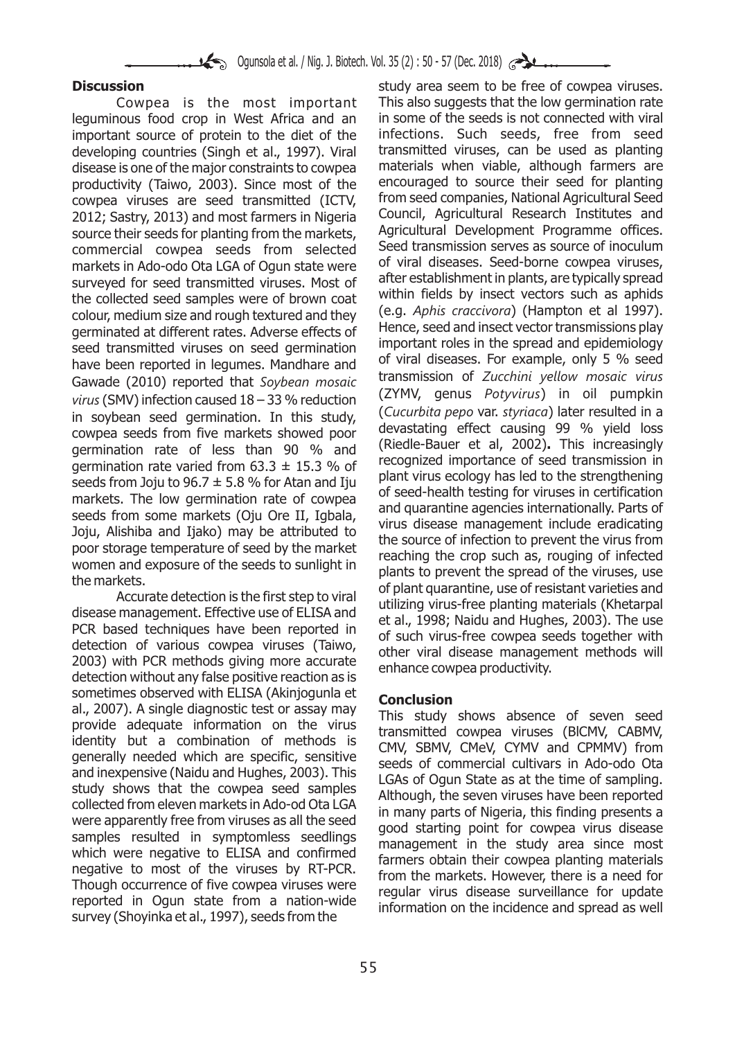## Discussion

Cowpea is the most important leguminous food crop in West Africa and an important source of protein to the diet of the developing countries (Singh et al., 1997). Viral disease is one of the major constraints to cowpea productivity (Taiwo, 2003). Since most of the cowpea viruses are seed transmitted (ICTV, 2012; Sastry, 2013) and most farmers in Nigeria source their seeds for planting from the markets, commercial cowpea seeds from selected markets in Ado-odo Ota LGA of Ogun state were surveyed for seed transmitted viruses. Most of the collected seed samples were of brown coat colour, medium size and rough textured and they germinated at different rates. Adverse effects of seed transmitted viruses on seed germination have been reported in legumes. Mandhare and Gawade (2010) reported that *Soybean mosaic virus* (SMV) infection caused 18 – 33 % reduction in soybean seed germination. In this study, cowpea seeds from five markets showed poor germination rate of less than 90 % and germination rate varied from 63.3 ± 15.3 % of seeds from Joju to 96.7 ± 5.8 % for Atan and Iju markets. The low germination rate of cowpea seeds from some markets (Oju Ore II, Igbala, Joju, Alishiba and Ijako) may be attributed to poor storage temperature of seed by the market women and exposure of the seeds to sunlight in the markets.

Accurate detection is the first step to viral disease management. Effective use of ELISA and PCR based techniques have been reported in detection of various cowpea viruses (Taiwo, 2003) with PCR methods giving more accurate detection without any false positive reaction as is sometimes observed with ELISA (Akinjogunla et al., 2007). A single diagnostic test or assay may provide adequate information on the virus identity but a combination of methods is generally needed which are specific, sensitive and inexpensive (Naidu and Hughes, 2003). This study shows that the cowpea seed samples collected from eleven markets in Ado-od Ota LGA were apparently free from viruses as all the seed samples resulted in symptomless seedlings which were negative to ELISA and confirmed negative to most of the viruses by RT-PCR. Though occurrence of five cowpea viruses were reported in Ogun state from a nation-wide survey (Shoyinka et al., 1997), seeds from the study area seem to be free of cowpea viruses. This also suggests that the low germination rate in some of the seeds is not connected with viral infections. Such seeds, free from seed transmitted viruses, can be used as planting materials when viable, although farmers are encouraged to source their seed for planting from seed companies, National Agricultural Seed Council, Agricultural Research Institutes and Agricultural Development Programme offices. Seed transmission serves as source of inoculum of viral diseases. Seed-borne cowpea viruses, after establishment in plants, are typically spread within fields by insect vectors such as aphids (e.g. *Aphis craccivora*) (Hampton et al 1997). Hence, seed and insect vector transmissions play important roles in the spread and epidemiology of viral diseases. For example, only 5 % seed transmission of *Zucchini yellow mosaic virus* (ZYMV, genus *Potyvirus*) in oil pumpkin (*Cucurbita pepo* var. *styriaca*) later resulted in a devastating effect causing 99 % yield loss (Riedle-Bauer et al, 2002). This increasingly recognized importance of seed transmission in plant virus ecology has led to the strengthening of seed-health testing for viruses in certification and quarantine agencies internationally. Parts of virus disease management include eradicating the source of infection to prevent the virus from reaching the crop such as, rouging of infected plants to prevent the spread of the viruses, use of plant quarantine, use of resistant varieties and utilizing virus-free planting materials (Khetarpal et al., 1998; Naidu and Hughes, 2003). The use of such virus-free cowpea seeds together with other viral disease management methods will enhance cowpea productivity.

## Conclusion

This study shows absence of seven seed transmitted cowpea viruses (BlCMV, CABMV, CMV, SBMV, CMeV, CYMV and CPMMV) from seeds of commercial cultivars in Ado-odo Ota LGAs of Ogun State as at the time of sampling. Although, the seven viruses have been reported in many parts of Nigeria, this finding presents a good starting point for cowpea virus disease management in the study area since most farmers obtain their cowpea planting materials from the markets. However, there is a need for regular virus disease surveillance for update information on the incidence and spread as well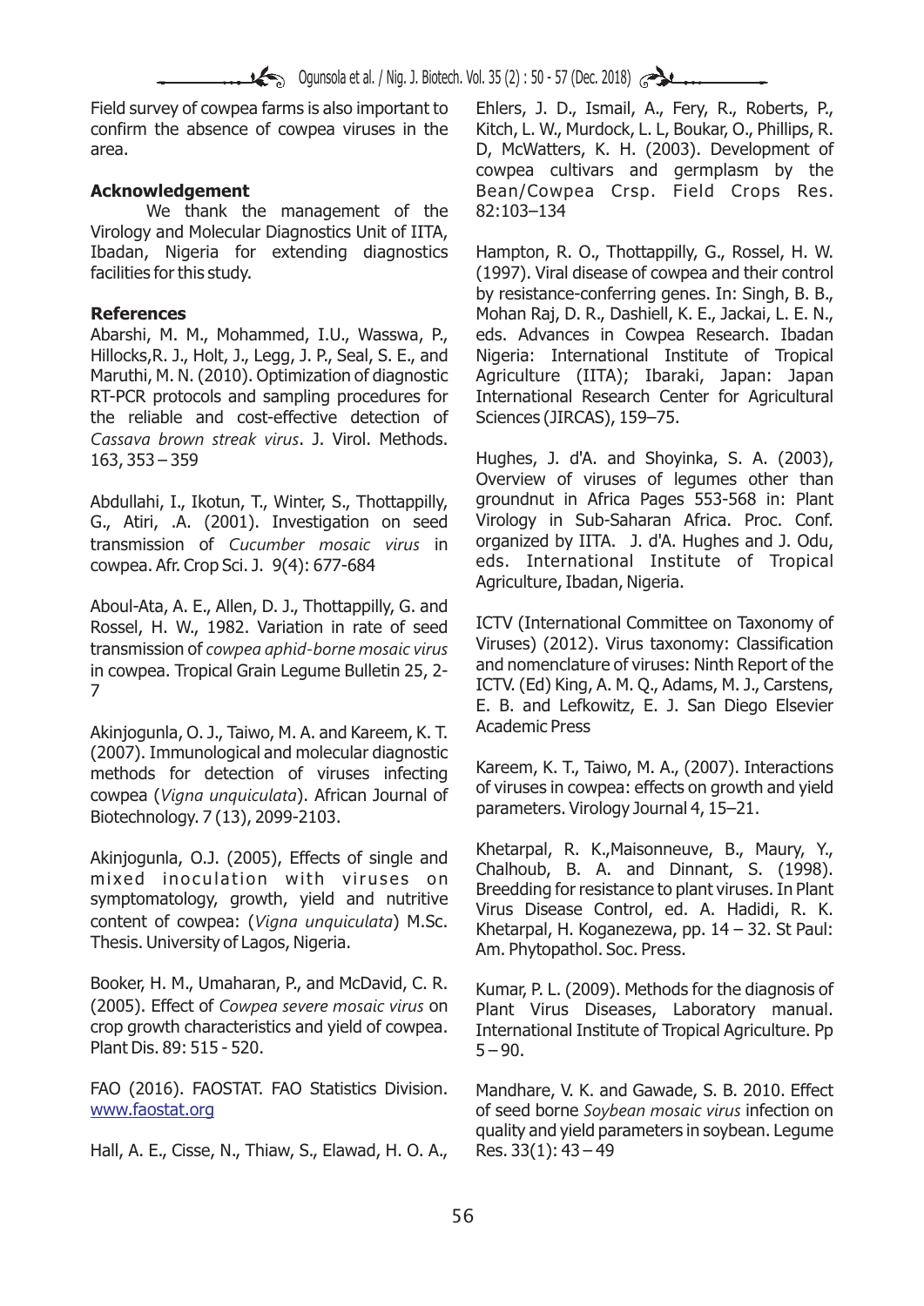Field survey of cowpea farms is also important to confirm the absence of cowpea viruses in the area.

**Acknowledgement**

We thank the management of the Virology and Molecular Diagnostics Unit of IITA, Ibadan, Nigeria for extending diagnostics facilities for this study.

**References**

Abarshi, M. M., Mohammed, I.U., Wasswa, P., Hillocks,R. J., Holt, J., Legg, J. P., Seal, S. E., and Maruthi, M. N. (2010). Optimization of diagnostic RT-PCR protocols and sampling procedures for the reliable and cost-effective detection of *Cassava brown streak virus*. J. Virol. Methods. 163, 353 – 359

Abdullahi, I., Ikotun, T., Winter, S., Thottappilly, G., Atiri, .A. (2001). Investigation on seed transmission of *Cucumber mosaic virus* in cowpea. Afr. Crop Sci. J. 9(4): 677-684

Aboul-Ata, A. E., Allen, D. J., Thottappilly, G. and Rossel, H. W., 1982. Variation in rate of seed transmission of *cowpea aphid-borne mosaic virus* in cowpea. Tropical Grain Legume Bulletin 25, 2-7

Akinjogunla, O. J., Taiwo, M. A. and Kareem, K. T. (2007). Immunological and molecular diagnostic methods for detection of viruses infecting cowpea (*Vigna unquiculata*). African Journal of Biotechnology. 7 (13), 2099-2103.

Akinjogunla, O.J. (2005), Effects of single and mixed inoculation with viruses on symptomatology, growth, yield and nutritive content of cowpea: (*Vigna unquiculata*) M.Sc. Thesis. University of Lagos, Nigeria.

Booker, H. M., Umaharan, P., and McDavid, C. R. (2005). Effect of *Cowpea severe mosaic virus* on crop growth characteristics and yield of cowpea. Plant Dis. 89: 515 - 520.

FAO (2016). FAOSTAT. FAO Statistics Division. www.faostat.org

Hall, A. E., Cisse, N., Thiaw, S., Elawad, H. O. A., Ehlers, J. D., Ismail, A., Fery, R., Roberts, P., Kitch, L. W., Murdock, L. L, Boukar, O., Phillips, R. D, McWatters, K. H. (2003). Development of cowpea cultivars and germplasm by the Bean/Cowpea Crsp. Field Crops Res. 82:103–134

Hampton, R. O., Thottappilly, G., Rossel, H. W. (1997). Viral disease of cowpea and their control by resistance-conferring genes. In: Singh, B. B., Mohan Raj, D. R., Dashiell, K. E., Jackai, L. E. N., eds. Advances in Cowpea Research. Ibadan Nigeria: International Institute of Tropical Agriculture (IITA); Ibaraki, Japan: Japan International Research Center for Agricultural Sciences (JIRCAS), 159–75.

Hughes, J. d'A. and Shoyinka, S. A. (2003), Overview of viruses of legumes other than groundnut in Africa Pages 553-568 in: Plant Virology in Sub-Saharan Africa. Proc. Conf. organized by IITA. J. d'A. Hughes and J. Odu, eds. International Institute of Tropical Agriculture, Ibadan, Nigeria.

ICTV (International Committee on Taxonomy of Viruses) (2012). Virus taxonomy: Classification and nomenclature of viruses: Ninth Report of the ICTV. (Ed) King, A. M. Q., Adams, M. J., Carstens, E. B. and Lefkowitz, E. J. San Diego Elsevier Academic Press

Kareem, K. T., Taiwo, M. A., (2007). Interactions of viruses in cowpea: effects on growth and yield parameters. Virology Journal 4, 15–21.

Khetarpal, R. K.,Maisonneuve, B., Maury, Y., Chalhoub, B. A. and Dinnant, S. (1998). Breedding for resistance to plant viruses. In Plant Virus Disease Control, ed. A. Hadidi, R. K. Khetarpal, H. Koganezewa, pp. 14 – 32. St Paul: Am. Phytopathol. Soc. Press.

Kumar, P. L. (2009). Methods for the diagnosis of Plant Virus Diseases, Laboratory manual. International Institute of Tropical Agriculture. Pp 5 – 90.

Mandhare, V. K. and Gawade, S. B. 2010. Effect of seed borne *Soybean mosaic virus* infection on quality and yield parameters in soybean. Legume Res. 33(1): 43 – 49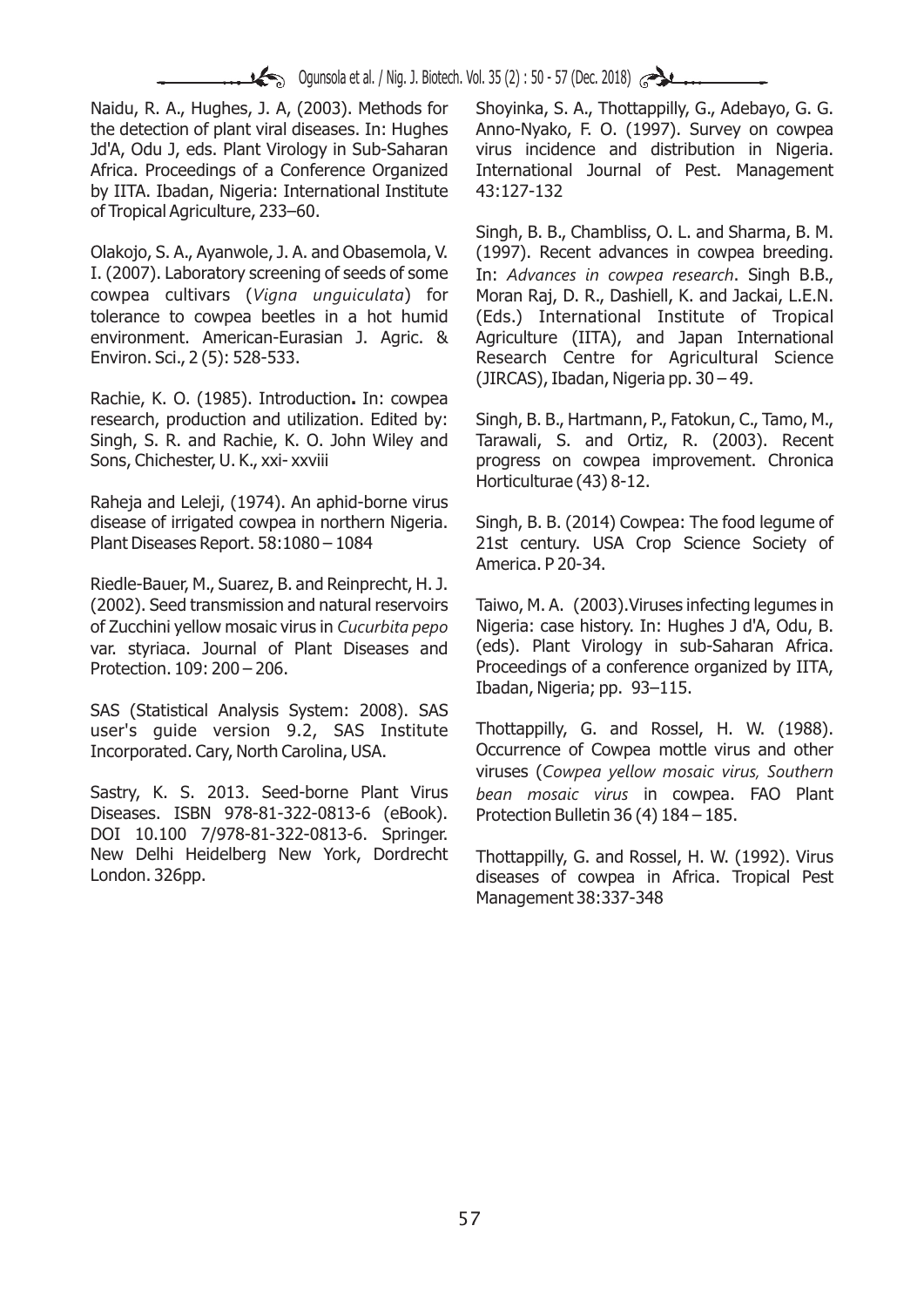Naidu, R. A., Hughes, J. A, (2003). Methods for the detection of plant viral diseases. In: Hughes Jd'A, Odu J, eds. Plant Virology in Sub-Saharan Africa. Proceedings of a Conference Organized by IITA. Ibadan, Nigeria: International Institute of Tropical Agriculture, 233–60.

Olakojo, S. A., Ayanwole, J. A. and Obasemola, V. I. (2007). Laboratory screening of seeds of some cowpea cultivars (*Vigna unguiculata*) for tolerance to cowpea beetles in a hot humid environment. American-Eurasian J. Agric. & Environ. Sci., 2 (5): 528-533.

Rachie, K. O. (1985). Introduction**.** In: cowpea research, production and utilization. Edited by: Singh, S. R. and Rachie, K. O. John Wiley and Sons, Chichester, U. K., xxi- xxviii

Raheja and Leleji, (1974). An aphid-borne virus disease of irrigated cowpea in northern Nigeria. Plant Diseases Report. 58:1080 – 1084

Riedle-Bauer, M., Suarez, B. and Reinprecht, H. J. (2002). Seed transmission and natural reservoirs of Zucchini yellow mosaic virus in *Cucurbita pepo* var. styriaca. Journal of Plant Diseases and Protection. 109: 200 – 206.

SAS (Statistical Analysis System: 2008). SAS user's guide version 9.2, SAS Institute Incorporated. Cary, North Carolina, USA.

Sastry, K. S. 2013. Seed-borne Plant Virus Diseases. ISBN 978-81-322-0813-6 (eBook). DOI 10.100 7/978-81-322-0813-6. Springer. New Delhi Heidelberg New York, Dordrecht London. 326pp.

Shoyinka, S. A., Thottappilly, G., Adebayo, G. G. Anno-Nyako, F. O. (1997). Survey on cowpea virus incidence and distribution in Nigeria. International Journal of Pest. Management 43:127-132

Singh, B. B., Chambliss, O. L. and Sharma, B. M. (1997). Recent advances in cowpea breeding. In: *Advances in cowpea research*. Singh B.B., Moran Raj, D. R., Dashiell, K. and Jackai, L.E.N. (Eds.) International Institute of Tropical Agriculture (IITA), and Japan International Research Centre for Agricultural Science (JIRCAS), Ibadan, Nigeria pp. 30 – 49.

Singh, B. B., Hartmann, P., Fatokun, C., Tamo, M., Tarawali, S. and Ortiz, R. (2003). Recent progress on cowpea improvement. Chronica Horticulturae (43) 8-12.

Singh, B. B. (2014) Cowpea: The food legume of 21st century. USA Crop Science Society of America. P 20-34.

Taiwo, M. A. (2003).Viruses infecting legumes in Nigeria: case history. In: Hughes J d'A, Odu, B. (eds). Plant Virology in sub-Saharan Africa. Proceedings of a conference organized by IITA, Ibadan, Nigeria; pp. 93–115.

Thottappilly, G. and Rossel, H. W. (1988). Occurrence of Cowpea mottle virus and other viruses (*Cowpea yellow mosaic virus, Southern bean mosaic virus* in cowpea. FAO Plant Protection Bulletin 36 (4) 184 – 185.

Thottappilly, G. and Rossel, H. W. (1992). Virus diseases of cowpea in Africa. Tropical Pest Management 38:337-348